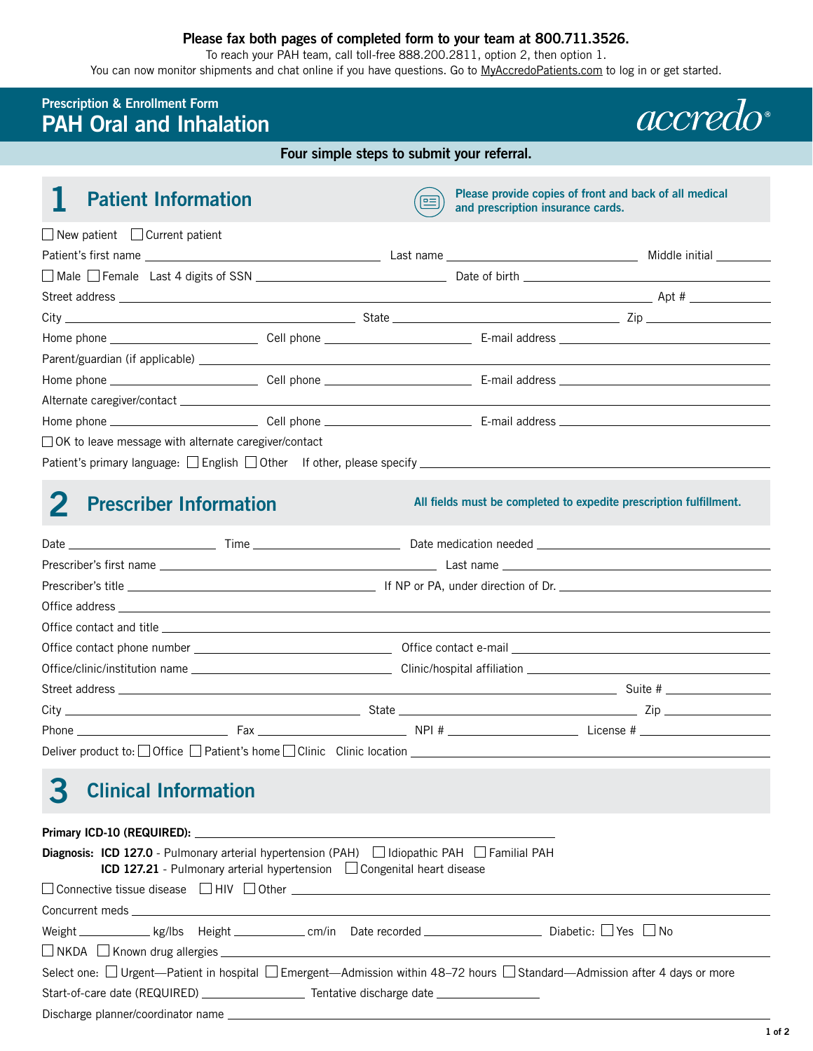**Please fax both pages of completed form to your team at 800.711.3526.**

To reach your PAH team, call toll-free 888.200.2811, option 2, then option 1.

You can now monitor shipments and chat online if you have questions. Go to MyAccredoPatients.com to log in or get started.

# Prescription & Enrollment Form
# PAH Oral and Inhalation

accredo®

**Four simple steps to submit your referral.**

## 1 Patient Information

**Please provide copies of front and back of all medical and prescription insurance cards.**

☐ New patient ☐ Current patient

Patient's first name ______________________ Last name ______________________ Middle initial ______

☐ Male ☐ Female Last 4 digits of SSN ______________________ Date of birth ______________________

Street address ____________________________________________ Apt # ______

City ______________________ State ______________________ Zip ______

Home phone ______________ Cell phone ______________ E-mail address ______________________

Parent/guardian (if applicable) ____________________________________________

Home phone ______________ Cell phone ______________ E-mail address ______________________

Alternate caregiver/contact ____________________________________________

Home phone ______________ Cell phone ______________ E-mail address ______________________

☐ OK to leave message with alternate caregiver/contact

Patient's primary language: ☐ English ☐ Other If other, please specify ______________________

## 2 Prescriber Information

**All fields must be completed to expedite prescription fulfillment.**

Date ______________ Time ______________ Date medication needed ______________________

Prescriber's first name ______________________ Last name ______________________

Prescriber's title ______________________ If NP or PA, under direction of Dr. ______________________

Office address ____________________________________________

Office contact and title ____________________________________________

Office contact phone number ______________________ Office contact e-mail ______________________

Office/clinic/institution name ______________________ Clinic/hospital affiliation ______________________

Street address ____________________________________________ Suite # ______

City ______________________ State ______________________ Zip ______

Phone ______________ Fax ______________ NPI # ______________ License # ______________

Deliver product to: ☐ Office ☐ Patient's home ☐ Clinic Clinic location ______________________

## 3 Clinical Information

**Primary ICD-10 (REQUIRED):** ______________________

**Diagnosis:** **ICD 127.0** - Pulmonary arterial hypertension (PAH) ☐ Idiopathic PAH ☐ Familial PAH
**ICD 127.21** - Pulmonary arterial hypertension ☐ Congenital heart disease

☐ Connective tissue disease ☐ HIV ☐ Other ______________________

Concurrent meds ____________________________________________

Weight __________ kg/lbs Height __________ cm/in Date recorded ______________ Diabetic: ☐ Yes ☐ No

☐ NKDA ☐ Known drug allergies ____________________________________________

Select one: ☐ Urgent—Patient in hospital ☐ Emergent—Admission within 48–72 hours ☐ Standard—Admission after 4 days or more

Start-of-care date (REQUIRED) ______________ Tentative discharge date ______________

Discharge planner/coordinator name ____________________________________________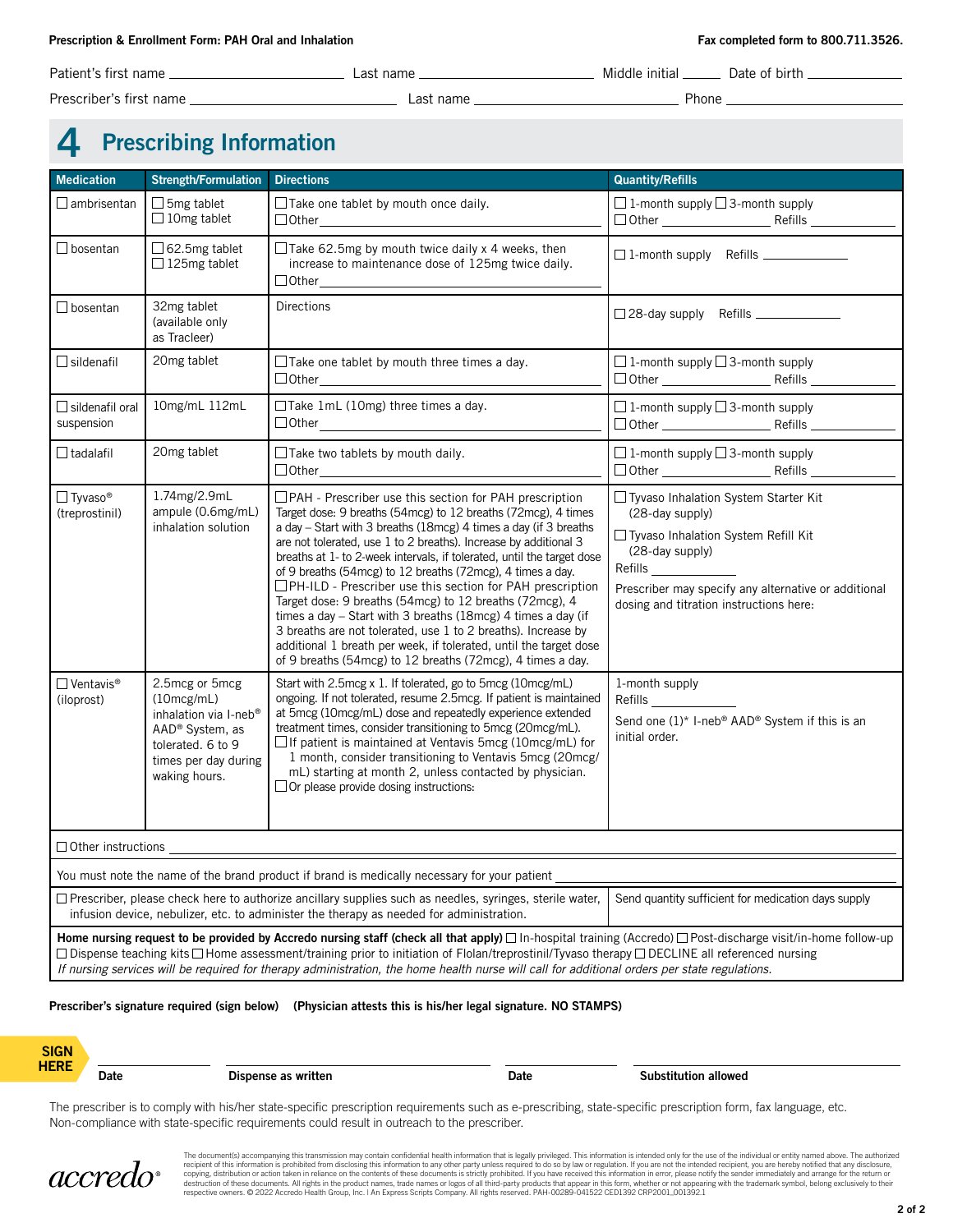**Prescription & Enrollment Form: PAH Oral and Inhalation** **Fax completed form to 800.711.3526.**

Patient's first name ____________ Last name ____________ Middle initial ____ Date of birth ____________

Prescriber's first name ____________ Last name ____________ Phone ____________

## 4 Prescribing Information

| Medication | Strength/Formulation | Directions | Quantity/Refills |
|---|---|---|---|
| ☐ ambrisentan | ☐ 5mg tablet<br>☐ 10mg tablet | ☐ Take one tablet by mouth once daily.<br>☐ Other ____________ | ☐ 1-month supply ☐ 3-month supply<br>☐ Other ____________ Refills ____________ |
| ☐ bosentan | ☐ 62.5mg tablet<br>☐ 125mg tablet | ☐ Take 62.5mg by mouth twice daily x 4 weeks, then increase to maintenance dose of 125mg twice daily.<br>☐ Other ____________ | ☐ 1-month supply Refills ____________ |
| ☐ bosentan | 32mg tablet (available only as Tracleer) | Directions | ☐ 28-day supply Refills ____________ |
| ☐ sildenafil | 20mg tablet | ☐ Take one tablet by mouth three times a day.<br>☐ Other ____________ | ☐ 1-month supply ☐ 3-month supply<br>☐ Other ____________ Refills ____________ |
| ☐ sildenafil oral suspension | 10mg/mL 112mL | ☐ Take 1mL (10mg) three times a day.<br>☐ Other ____________ | ☐ 1-month supply ☐ 3-month supply<br>☐ Other ____________ Refills ____________ |
| ☐ tadalafil | 20mg tablet | ☐ Take two tablets by mouth daily.<br>☐ Other ____________ | ☐ 1-month supply ☐ 3-month supply<br>☐ Other ____________ Refills ____________ |
| ☐ Tyvaso® (treprostinil) | 1.74mg/2.9mL ampule (0.6mg/mL) inhalation solution | ☐ PAH - Prescriber use this section for PAH prescription Target dose: 9 breaths (54mcg) to 12 breaths (72mcg), 4 times a day – Start with 3 breaths (18mcg) 4 times a day (if 3 breaths are not tolerated, use 1 to 2 breaths). Increase by additional 3 breaths at 1- to 2-week intervals, if tolerated, until the target dose of 9 breaths (54mcg) to 12 breaths (72mcg), 4 times a day.<br>☐ PH-ILD - Prescriber use this section for PAH prescription Target dose: 9 breaths (54mcg) to 12 breaths (72mcg), 4 times a day – Start with 3 breaths (18mcg) 4 times a day (if 3 breaths are not tolerated, use 1 to 2 breaths). Increase by additional 1 breath per week, if tolerated, until the target dose of 9 breaths (54mcg) to 12 breaths (72mcg), 4 times a day. | ☐ Tyvaso Inhalation System Starter Kit (28-day supply)<br>☐ Tyvaso Inhalation System Refill Kit (28-day supply)<br>Refills ____________<br>Prescriber may specify any alternative or additional dosing and titration instructions here: |
| ☐ Ventavis® (iloprost) | 2.5mcg or 5mcg (10mcg/mL) inhalation via I-neb® AAD® System, as tolerated. 6 to 9 times per day during waking hours. | Start with 2.5mcg x 1. If tolerated, go to 5mcg (10mcg/mL) ongoing. If not tolerated, resume 2.5mcg. If patient is maintained at 5mcg (10mcg/mL) dose and repeatedly experience extended treatment times, consider transitioning to 5mcg (20mcg/mL).<br>☐ If patient is maintained at Ventavis 5mcg (10mcg/mL) for 1 month, consider transitioning to Ventavis 5mcg (20mcg/mL) starting at month 2, unless contacted by physician.<br>☐ Or please provide dosing instructions: | 1-month supply<br>Refills ____________<br>Send one (1)* I-neb® AAD® System if this is an initial order. |

☐ Other instructions ____________

You must note the name of the brand product if brand is medically necessary for your patient ____________

| | |
|---|---|
| ☐ Prescriber, please check here to authorize ancillary supplies such as needles, syringes, sterile water, infusion device, nebulizer, etc. to administer the therapy as needed for administration. | Send quantity sufficient for medication days supply |

**Home nursing request to be provided by Accredo nursing staff (check all that apply)** ☐ In-hospital training (Accredo) ☐ Post-discharge visit/in-home follow-up ☐ Dispense teaching kits ☐ Home assessment/training prior to initiation of Flolan/treprostinil/Tyvaso therapy ☐ DECLINE all referenced nursing

*If nursing services will be required for therapy administration, the home nurse will call for additional orders per state regulations.*

**Prescriber's signature required (sign below)** **(Physician attests this is his/her legal signature. NO STAMPS)**

**SIGN HERE**

____________ **Date** ____________ **Dispense as written** ____________ **Date** ____________ **Substitution allowed**

The prescriber is to comply with his/her state-specific prescription requirements such as e-prescribing, state-specific prescription form, fax language, etc. Non-compliance with state-specific requirements could result in outreach to the prescriber.

accredo®

The document(s) accompanying this transmission may contain confidential health information that is legally privileged. This information is intended only for the use of the individual or entity named above. The authorized recipient of this information is prohibited from disclosing this information to any other party unless required to do so by law or regulation. If you are not the intended recipient, you are hereby notified that any disclosure, copying, distribution or action taken in reliance on the contents of these documents is strictly prohibited. If you have received this information in error, please notify the sender immediately and arrange for the return or destruction of these documents. All rights in the product names, trade names or logos of all third-party products that appear in this form, whether or not appearing with the trademark symbol, belong exclusively to their respective owners. © 2022 Accredo Health Group, Inc. | An Express Scripts Company. All rights reserved. PAH-00289-041522 CED1392 CRP2001_001392.1